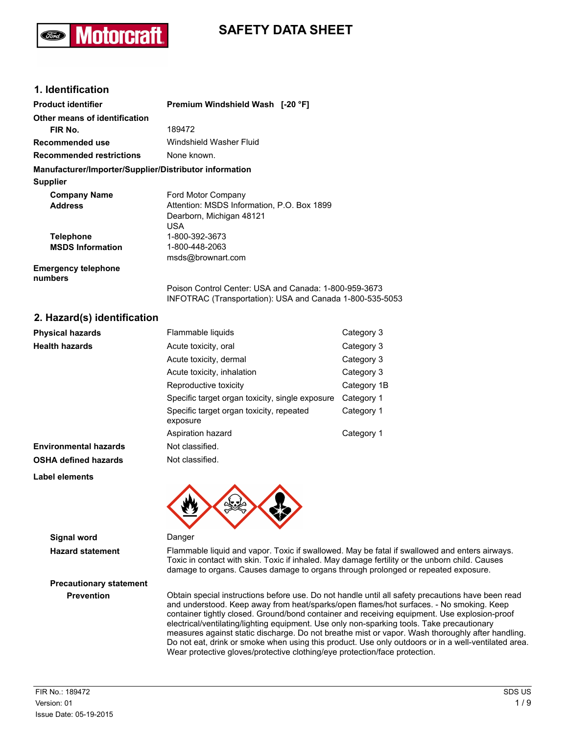# SAFETY DATA SHEET

## 1. Identification

| | |
|---|---|
| **Product identifier** | **Premium Windshield Wash [-20 °F]** |
| **Other means of identification** | |
| **FIR No.** | 189472 |
| **Recommended use** | Windshield Washer Fluid |
| **Recommended restrictions** | None known. |

**Manufacturer/Importer/Supplier/Distributor information**

**Supplier**

| | |
|---|---|
| **Company Name** | Ford Motor Company |
| **Address** | Attention: MSDS Information, P.O. Box 1899<br>Dearborn, Michigan 48121<br>USA |
| **Telephone** | 1-800-392-3673 |
| **MSDS Information** | 1-800-448-2063<br>msds@brownart.com |
| **Emergency telephone numbers** | Poison Control Center: USA and Canada: 1-800-959-3673<br>INFOTRAC (Transportation): USA and Canada 1-800-535-5053 |

## 2. Hazard(s) identification

| | | |
|---|---|---|
| **Physical hazards** | Flammable liquids | Category 3 |
| **Health hazards** | Acute toxicity, oral | Category 3 |
| | Acute toxicity, dermal | Category 3 |
| | Acute toxicity, inhalation | Category 3 |
| | Reproductive toxicity | Category 1B |
| | Specific target organ toxicity, single exposure | Category 1 |
| | Specific target organ toxicity, repeated exposure | Category 1 |
| | Aspiration hazard | Category 1 |
| **Environmental hazards** | Not classified. | |
| **OSHA defined hazards** | Not classified. | |

**Label elements**

**Signal word** Danger

**Hazard statement** Flammable liquid and vapor. Toxic if swallowed. May be fatal if swallowed and enters airways. Toxic in contact with skin. Toxic if inhaled. May damage fertility or the unborn child. Causes damage to organs. Causes damage to organs through prolonged or repeated exposure.

**Precautionary statement**

**Prevention** Obtain special instructions before use. Do not handle until all safety precautions have been read and understood. Keep away from heat/sparks/open flames/hot surfaces. - No smoking. Keep container tightly closed. Ground/bond container and receiving equipment. Use explosion-proof electrical/ventilating/lighting equipment. Use only non-sparking tools. Take precautionary measures against static discharge. Do not breathe mist or vapor. Wash thoroughly after handling. Do not eat, drink or smoke when using this product. Use only outdoors or in a well-ventilated area. Wear protective gloves/protective clothing/eye protection/face protection.

FIR No.: 189472
Version: 01
Issue Date: 05-19-2015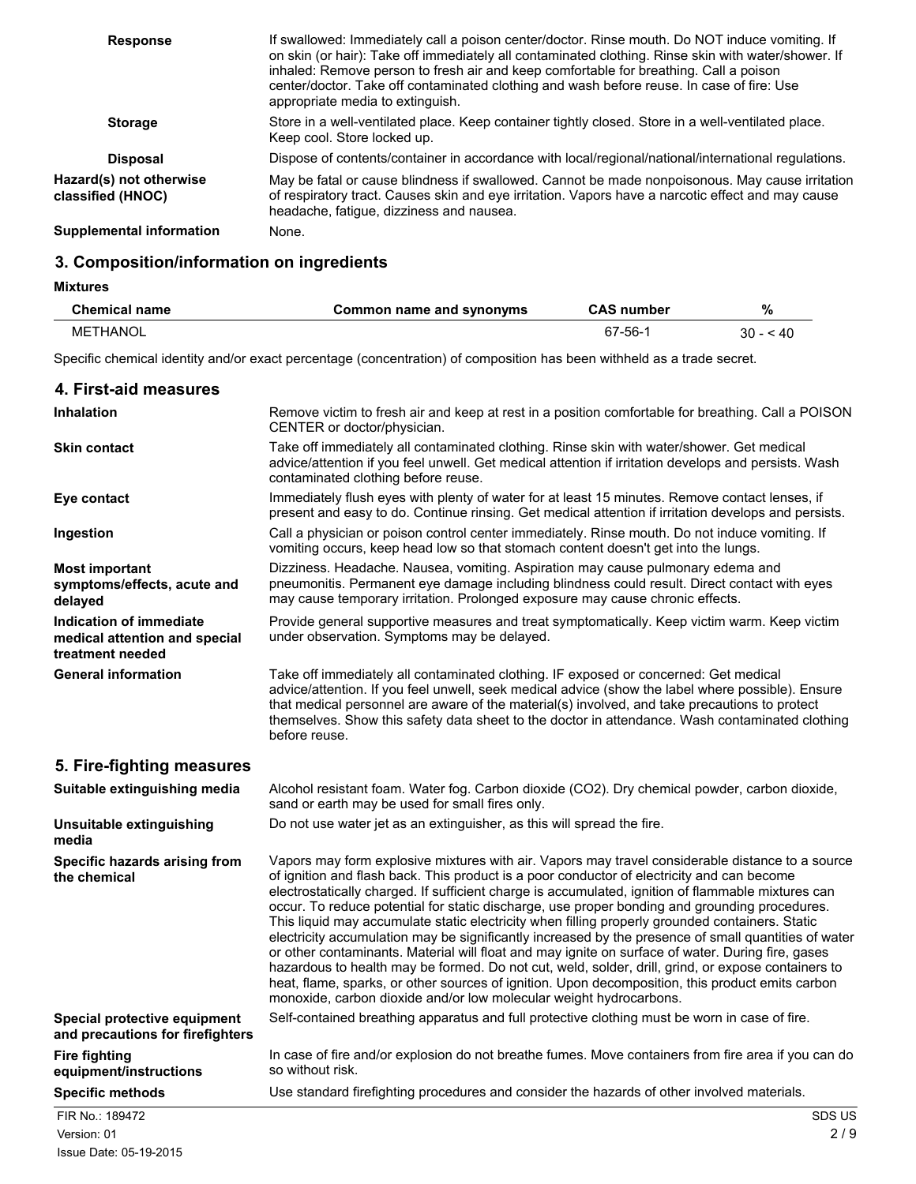**Response** If swallowed: Immediately call a poison center/doctor. Rinse mouth. Do NOT induce vomiting. If on skin (or hair): Take off immediately all contaminated clothing. Rinse skin with water/shower. If inhaled: Remove person to fresh air and keep comfortable for breathing. Call a poison center/doctor. Take off contaminated clothing and wash before reuse. In case of fire: Use appropriate media to extinguish.

**Storage** Store in a well-ventilated place. Keep container tightly closed. Store in a well-ventilated place. Keep cool. Store locked up.

**Disposal** Dispose of contents/container in accordance with local/regional/national/international regulations.

**Hazard(s) not otherwise classified (HNOC)** May be fatal or cause blindness if swallowed. Cannot be made nonpoisonous. May cause irritation of respiratory tract. Causes skin and eye irritation. Vapors have a narcotic effect and may cause headache, fatigue, dizziness and nausea.

**Supplemental information** None.

## 3. Composition/information on ingredients

**Mixtures**

| Chemical name | Common name and synonyms | CAS number | % |
|---|---|---|---|
| METHANOL | | 67-56-1 | 30 - < 40 |

Specific chemical identity and/or exact percentage (concentration) of composition has been withheld as a trade secret.

## 4. First-aid measures

**Inhalation** Remove victim to fresh air and keep at rest in a position comfortable for breathing. Call a POISON CENTER or doctor/physician.

**Skin contact** Take off immediately all contaminated clothing. Rinse skin with water/shower. Get medical advice/attention if you feel unwell. Get medical attention if irritation develops and persists. Wash contaminated clothing before reuse.

**Eye contact** Immediately flush eyes with plenty of water for at least 15 minutes. Remove contact lenses, if present and easy to do. Continue rinsing. Get medical attention if irritation develops and persists.

**Ingestion** Call a physician or poison control center immediately. Rinse mouth. Do not induce vomiting. If vomiting occurs, keep head low so that stomach content doesn't get into the lungs.

**Most important symptoms/effects, acute and delayed** Dizziness. Headache. Nausea, vomiting. Aspiration may cause pulmonary edema and pneumonitis. Permanent eye damage including blindness could result. Direct contact with eyes may cause temporary irritation. Prolonged exposure may cause chronic effects.

**Indication of immediate medical attention and special treatment needed** Provide general supportive measures and treat symptomatically. Keep victim warm. Keep victim under observation. Symptoms may be delayed.

**General information** Take off immediately all contaminated clothing. IF exposed or concerned: Get medical advice/attention. If you feel unwell, seek medical advice (show the label where possible). Ensure that medical personnel are aware of the material(s) involved, and take precautions to protect themselves. Show this safety data sheet to the doctor in attendance. Wash contaminated clothing before reuse.

## 5. Fire-fighting measures

**Suitable extinguishing media** Alcohol resistant foam. Water fog. Carbon dioxide ($CO_2$). Dry chemical powder, carbon dioxide, sand or earth may be used for small fires only.

**Unsuitable extinguishing media** Do not use water jet as an extinguisher, as this will spread the fire.

**Specific hazards arising from the chemical** Vapors may form explosive mixtures with air. Vapors may travel considerable distance to a source of ignition and flash back. This product is a poor conductor of electricity and can become electrostatically charged. If sufficient charge is accumulated, ignition of flammable mixtures can occur. To reduce potential for static discharge, use proper bonding and grounding procedures. This liquid may accumulate static electricity when filling properly grounded containers. Static electricity accumulation may be significantly increased by the presence of small quantities of water or other contaminants. Material will float and may ignite on surface of water. During fire, gases hazardous to health may be formed. Do not cut, weld, solder, drill, grind, or expose containers to heat, flame, sparks, or other sources of ignition. Upon decomposition, this product emits carbon monoxide, carbon dioxide and/or low molecular weight hydrocarbons.

**Special protective equipment and precautions for firefighters** Self-contained breathing apparatus and full protective clothing must be worn in case of fire.

**Fire fighting equipment/instructions** In case of fire and/or explosion do not breathe fumes. Move containers from fire area if you can do so without risk.

**Specific methods** Use standard firefighting procedures and consider the hazards of other involved materials.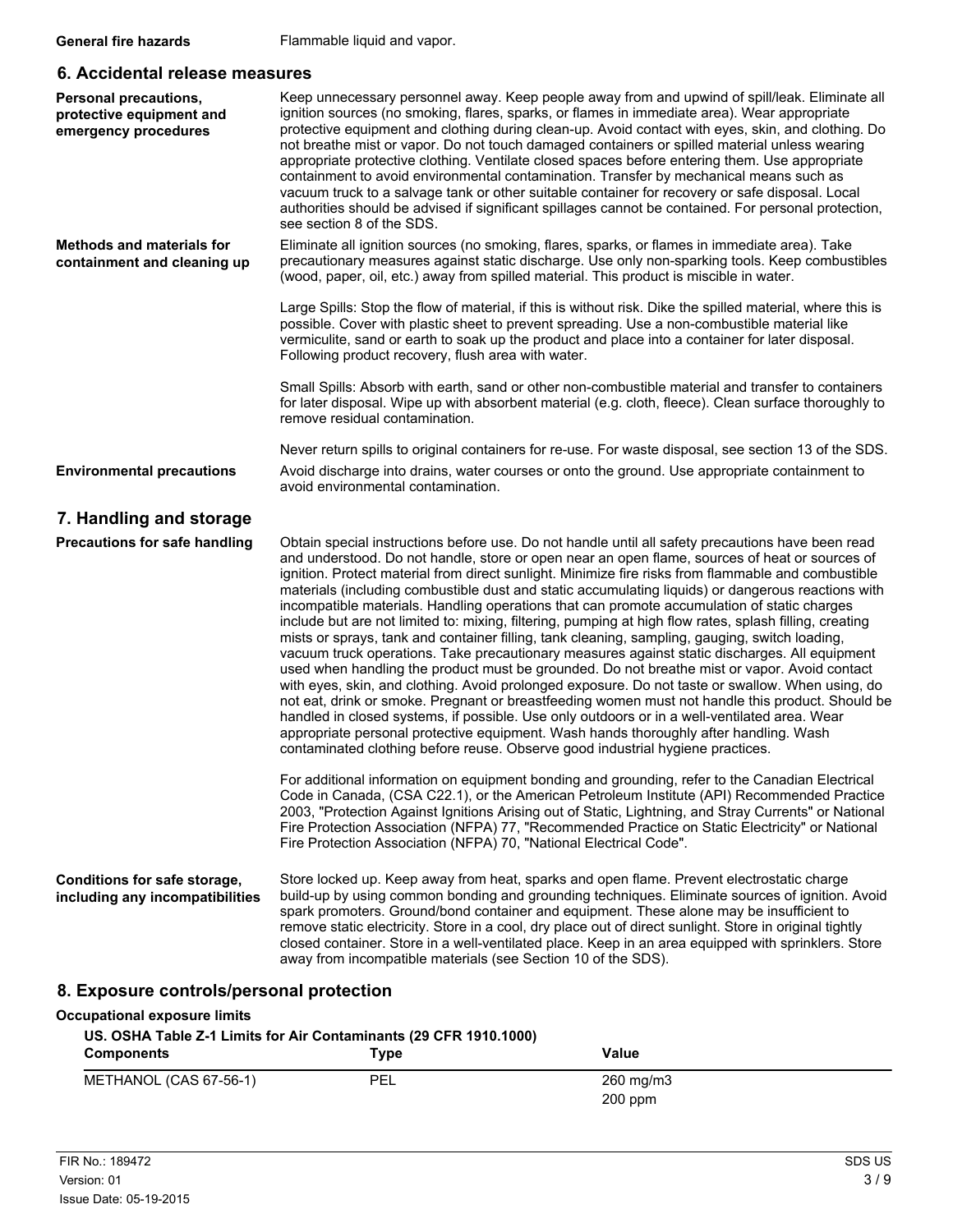**General fire hazards** Flammable liquid and vapor.

## 6. Accidental release measures

**Personal precautions, protective equipment and emergency procedures**

Keep unnecessary personnel away. Keep people away from and upwind of spill/leak. Eliminate all ignition sources (no smoking, flares, sparks, or flames in immediate area). Wear appropriate protective equipment and clothing during clean-up. Avoid contact with eyes, skin, and clothing. Do not breathe mist or vapor. Do not touch damaged containers or spilled material unless wearing appropriate protective clothing. Ventilate closed spaces before entering them. Use appropriate containment to avoid environmental contamination. Transfer by mechanical means such as vacuum truck to a salvage tank or other suitable container for recovery or safe disposal. Local authorities should be advised if significant spillages cannot be contained. For personal protection, see section 8 of the SDS.

**Methods and materials for containment and cleaning up**

Eliminate all ignition sources (no smoking, flares, sparks, or flames in immediate area). Take precautionary measures against static discharge. Use only non-sparking tools. Keep combustibles (wood, paper, oil, etc.) away from spilled material. This product is miscible in water.

Large Spills: Stop the flow of material, if this is without risk. Dike the spilled material, where this is possible. Cover with plastic sheet to prevent spreading. Use a non-combustible material like vermiculite, sand or earth to soak up the product and place into a container for later disposal. Following product recovery, flush area with water.

Small Spills: Absorb with earth, sand or other non-combustible material and transfer to containers for later disposal. Wipe up with absorbent material (e.g. cloth, fleece). Clean surface thoroughly to remove residual contamination.

Never return spills to original containers for re-use. For waste disposal, see section 13 of the SDS.

**Environmental precautions**

Avoid discharge into drains, water courses or onto the ground. Use appropriate containment to avoid environmental contamination.

## 7. Handling and storage

**Precautions for safe handling**

Obtain special instructions before use. Do not handle until all safety precautions have been read and understood. Do not handle, store or open near an open flame, sources of heat or sources of ignition. Protect material from direct sunlight. Minimize fire risks from flammable and combustible materials (including combustible dust and static accumulating liquids) or dangerous reactions with incompatible materials. Handling operations that can promote accumulation of static charges include but are not limited to: mixing, filtering, pumping at high flow rates, splash filling, creating mists or sprays, tank and container filling, tank cleaning, sampling, gauging, switch loading, vacuum truck operations. Take precautionary measures against static discharges. All equipment used when handling the product must be grounded. Do not breathe mist or vapor. Avoid contact with eyes, skin, and clothing. Avoid prolonged exposure. Do not taste or swallow. When using, do not eat, drink or smoke. Pregnant or breastfeeding women must not handle this product. Should be handled in closed systems, if possible. Use only outdoors or in a well-ventilated area. Wear appropriate personal protective equipment. Wash hands thoroughly after handling. Wash contaminated clothing before reuse. Observe good industrial hygiene practices.

For additional information on equipment bonding and grounding, refer to the Canadian Electrical Code in Canada, (CSA C22.1), or the American Petroleum Institute (API) Recommended Practice 2003, "Protection Against Ignitions Arising out of Static, Lightning, and Stray Currents" or National Fire Protection Association (NFPA) 77, "Recommended Practice on Static Electricity" or National Fire Protection Association (NFPA) 70, "National Electrical Code".

**Conditions for safe storage, including any incompatibilities**

Store locked up. Keep away from heat, sparks and open flame. Prevent electrostatic charge build-up by using common bonding and grounding techniques. Eliminate sources of ignition. Avoid spark promoters. Ground/bond container and equipment. These alone may be insufficient to remove static electricity. Store in a cool, dry place out of direct sunlight. Store in original tightly closed container. Store in a well-ventilated place. Keep in an area equipped with sprinklers. Store away from incompatible materials (see Section 10 of the SDS).

## 8. Exposure controls/personal protection

**Occupational exposure limits**

**US. OSHA Table Z-1 Limits for Air Contaminants (29 CFR 1910.1000)**

| Components | Type | Value |
|---|---|---|
| METHANOL (CAS 67-56-1) | PEL | 260 mg/m3 |
| | | 200 ppm |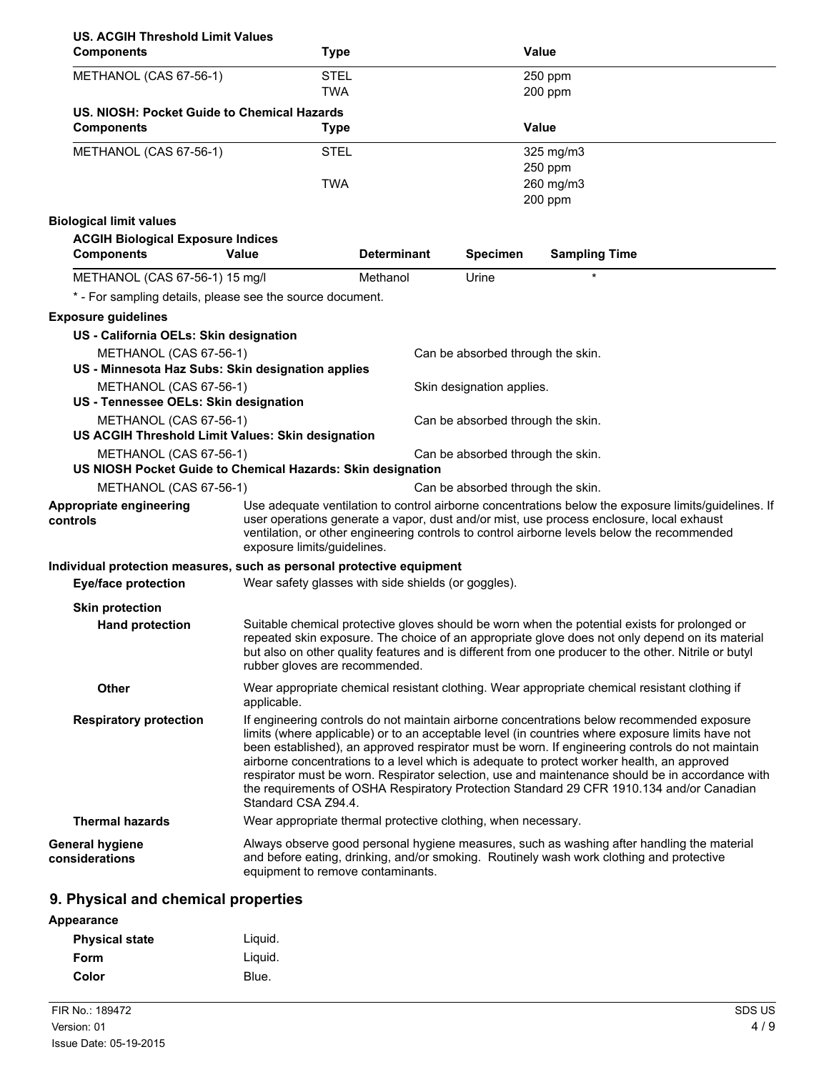**US. ACGIH Threshold Limit Values**

| Components | Type | Value |
|---|---|---|
| METHANOL (CAS 67-56-1) | STEL | 250 ppm |
| | TWA | 200 ppm |

**US. NIOSH: Pocket Guide to Chemical Hazards**

| Components | Type | Value |
|---|---|---|
| METHANOL (CAS 67-56-1) | STEL | 325 mg/m3 |
| | | 250 ppm |
| | TWA | 260 mg/m3 |
| | | 200 ppm |

**Biological limit values**

**ACGIH Biological Exposure Indices**

| Components | Value | Determinant | Specimen | Sampling Time |
|---|---|---|---|---|
| METHANOL (CAS 67-56-1) | 15 mg/l | Methanol | Urine | * |

* - For sampling details, please see the source document.

**Exposure guidelines**

**US - California OELs: Skin designation**

METHANOL (CAS 67-56-1) — Can be absorbed through the skin.

**US - Minnesota Haz Subs: Skin designation applies**

METHANOL (CAS 67-56-1) — Skin designation applies.

**US - Tennessee OELs: Skin designation**

METHANOL (CAS 67-56-1) — Can be absorbed through the skin.

**US ACGIH Threshold Limit Values: Skin designation**

METHANOL (CAS 67-56-1) — Can be absorbed through the skin.

**US NIOSH Pocket Guide to Chemical Hazards: Skin designation**

METHANOL (CAS 67-56-1) — Can be absorbed through the skin.

**Appropriate engineering controls**

Use adequate ventilation to control airborne concentrations below the exposure limits/guidelines. If user operations generate a vapor, dust and/or mist, use process enclosure, local exhaust ventilation, or other engineering controls to control airborne levels below the recommended exposure limits/guidelines.

**Individual protection measures, such as personal protective equipment**

**Eye/face protection**

Wear safety glasses with side shields (or goggles).

**Skin protection**

**Hand protection**

Suitable chemical protective gloves should be worn when the potential exists for prolonged or repeated skin exposure. The choice of an appropriate glove does not only depend on its material but also on other quality features and is different from one producer to the other. Nitrile or butyl rubber gloves are recommended.

**Other**

Wear appropriate chemical resistant clothing. Wear appropriate chemical resistant clothing if applicable.

**Respiratory protection**

If engineering controls do not maintain airborne concentrations below recommended exposure limits (where applicable) or to an acceptable level (in countries where exposure limits have not been established), an approved respirator must be worn. If engineering controls do not maintain airborne concentrations to a level which is adequate to protect worker health, an approved respirator must be worn. Respirator selection, use and maintenance should be in accordance with the requirements of OSHA Respiratory Protection Standard 29 CFR 1910.134 and/or Canadian Standard CSA Z94.4.

**Thermal hazards**

Wear appropriate thermal protective clothing, when necessary.

**General hygiene considerations**

Always observe good personal hygiene measures, such as washing after handling the material and before eating, drinking, and/or smoking. Routinely wash work clothing and protective equipment to remove contaminants.

## 9. Physical and chemical properties

**Appearance**

| | |
|---|---|
| **Physical state** | Liquid. |
| **Form** | Liquid. |
| **Color** | Blue. |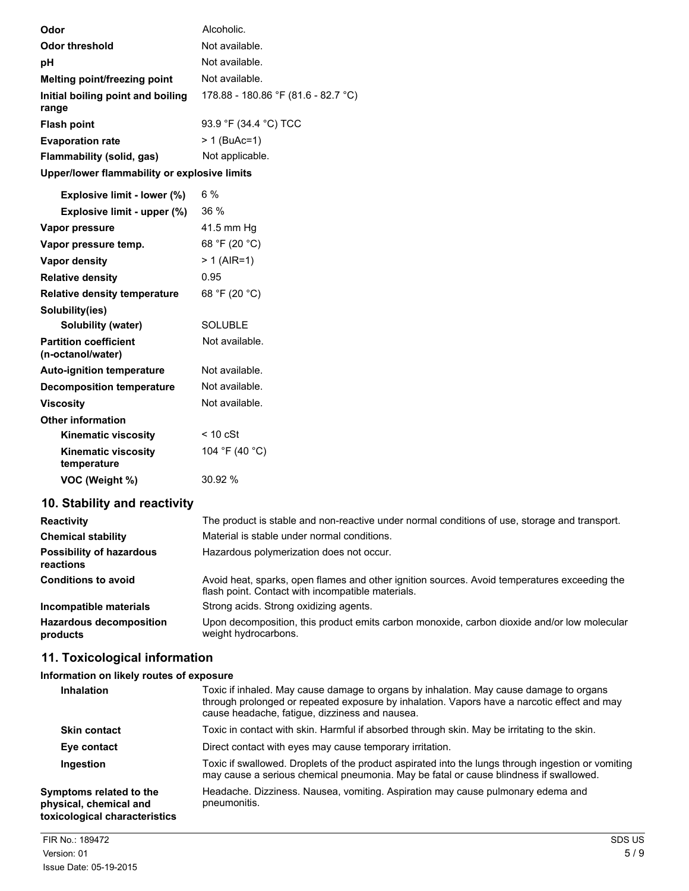| | |
|---|---|
| **Odor** | Alcoholic. |
| **Odor threshold** | Not available. |
| **pH** | Not available. |
| **Melting point/freezing point** | Not available. |
| **Initial boiling point and boiling range** | 178.88 - 180.86 °F (81.6 - 82.7 °C) |
| **Flash point** | 93.9 °F (34.4 °C) TCC |
| **Evaporation rate** | > 1 (BuAc=1) |
| **Flammability (solid, gas)** | Not applicable. |
| **Upper/lower flammability or explosive limits** | |
| **Explosive limit - lower (%)** | 6 % |
| **Explosive limit - upper (%)** | 36 % |
| **Vapor pressure** | 41.5 mm Hg |
| **Vapor pressure temp.** | 68 °F (20 °C) |
| **Vapor density** | > 1 (AIR=1) |
| **Relative density** | 0.95 |
| **Relative density temperature** | 68 °F (20 °C) |
| **Solubility(ies)** | |
| **Solubility (water)** | SOLUBLE |
| **Partition coefficient (n-octanol/water)** | Not available. |
| **Auto-ignition temperature** | Not available. |
| **Decomposition temperature** | Not available. |
| **Viscosity** | Not available. |
| **Other information** | |
| **Kinematic viscosity** | < 10 cSt |
| **Kinematic viscosity temperature** | 104 °F (40 °C) |
| **VOC (Weight %)** | 30.92 % |

## 10. Stability and reactivity

| | |
|---|---|
| **Reactivity** | The product is stable and non-reactive under normal conditions of use, storage and transport. |
| **Chemical stability** | Material is stable under normal conditions. |
| **Possibility of hazardous reactions** | Hazardous polymerization does not occur. |
| **Conditions to avoid** | Avoid heat, sparks, open flames and other ignition sources. Avoid temperatures exceeding the flash point. Contact with incompatible materials. |
| **Incompatible materials** | Strong acids. Strong oxidizing agents. |
| **Hazardous decomposition products** | Upon decomposition, this product emits carbon monoxide, carbon dioxide and/or low molecular weight hydrocarbons. |

## 11. Toxicological information

**Information on likely routes of exposure**

| | |
|---|---|
| **Inhalation** | Toxic if inhaled. May cause damage to organs by inhalation. May cause damage to organs through prolonged or repeated exposure by inhalation. Vapors have a narcotic effect and may cause headache, fatigue, dizziness and nausea. |
| **Skin contact** | Toxic in contact with skin. Harmful if absorbed through skin. May be irritating to the skin. |
| **Eye contact** | Direct contact with eyes may cause temporary irritation. |
| **Ingestion** | Toxic if swallowed. Droplets of the product aspirated into the lungs through ingestion or vomiting may cause a serious chemical pneumonia. May be fatal or cause blindness if swallowed. |
| **Symptoms related to the physical, chemical and toxicological characteristics** | Headache. Dizziness. Nausea, vomiting. Aspiration may cause pulmonary edema and pneumonitis. |

FIR No.: 189472
Version: 01
Issue Date: 05-19-2015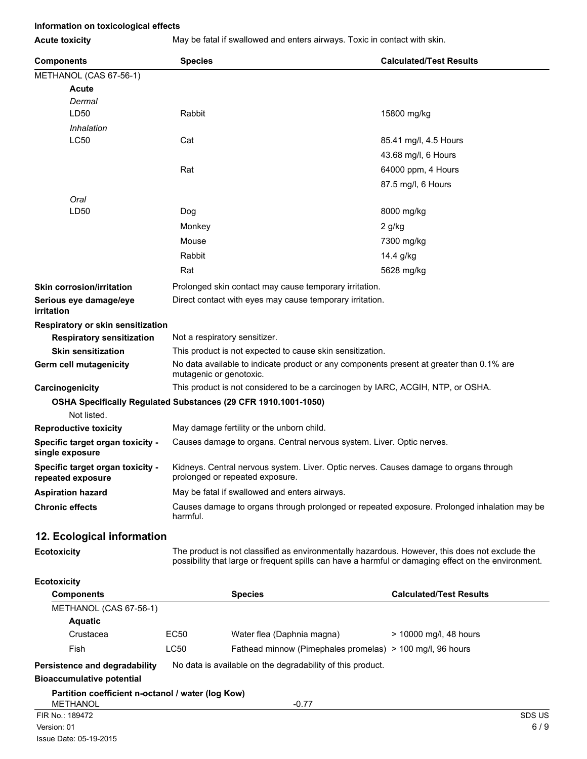**Information on toxicological effects**

**Acute toxicity** May be fatal if swallowed and enters airways. Toxic in contact with skin.

| Components | Species | Calculated/Test Results |
|---|---|---|
| METHANOL (CAS 67-56-1) | | |
| **Acute** | | |
| *Dermal* | | |
| LD50 | Rabbit | 15800 mg/kg |
| *Inhalation* | | |
| LC50 | Cat | 85.41 mg/l, 4.5 Hours |
| | | 43.68 mg/l, 6 Hours |
| | Rat | 64000 ppm, 4 Hours |
| | | 87.5 mg/l, 6 Hours |
| *Oral* | | |
| LD50 | Dog | 8000 mg/kg |
| | Monkey | 2 g/kg |
| | Mouse | 7300 mg/kg |
| | Rabbit | 14.4 g/kg |
| | Rat | 5628 mg/kg |

**Skin corrosion/irritation** Prolonged skin contact may cause temporary irritation.

**Serious eye damage/eye irritation** Direct contact with eyes may cause temporary irritation.

**Respiratory or skin sensitization**

**Respiratory sensitization** Not a respiratory sensitizer.

**Skin sensitization** This product is not expected to cause skin sensitization.

**Germ cell mutagenicity** No data available to indicate product or any components present at greater than 0.1% are mutagenic or genotoxic.

**Carcinogenicity** This product is not considered to be a carcinogen by IARC, ACGIH, NTP, or OSHA.

**OSHA Specifically Regulated Substances (29 CFR 1910.1001-1050)**

Not listed.

**Reproductive toxicity** May damage fertility or the unborn child.

**Specific target organ toxicity - single exposure** Causes damage to organs. Central nervous system. Liver. Optic nerves.

**Specific target organ toxicity - repeated exposure** Kidneys. Central nervous system. Liver. Optic nerves. Causes damage to organs through prolonged or repeated exposure.

**Aspiration hazard** May be fatal if swallowed and enters airways.

**Chronic effects** Causes damage to organs through prolonged or repeated exposure. Prolonged inhalation may be harmful.

## 12. Ecological information

**Ecotoxicity** The product is not classified as environmentally hazardous. However, this does not exclude the possibility that large or frequent spills can have a harmful or damaging effect on the environment.

**Ecotoxicity**

| Components | | Species | Calculated/Test Results |
|---|---|---|---|
| METHANOL (CAS 67-56-1) | | | |
| **Aquatic** | | | |
| Crustacea | EC50 | Water flea (Daphnia magna) | > 10000 mg/l, 48 hours |
| Fish | LC50 | Fathead minnow (Pimephales promelas) | > 100 mg/l, 96 hours |

**Persistence and degradability** No data is available on the degradability of this product.

**Bioaccumulative potential**

**Partition coefficient n-octanol / water (log Kow)**

METHANOL -0.77

FIR No.: 189472
Version: 01
Issue Date: 05-19-2015
SDS US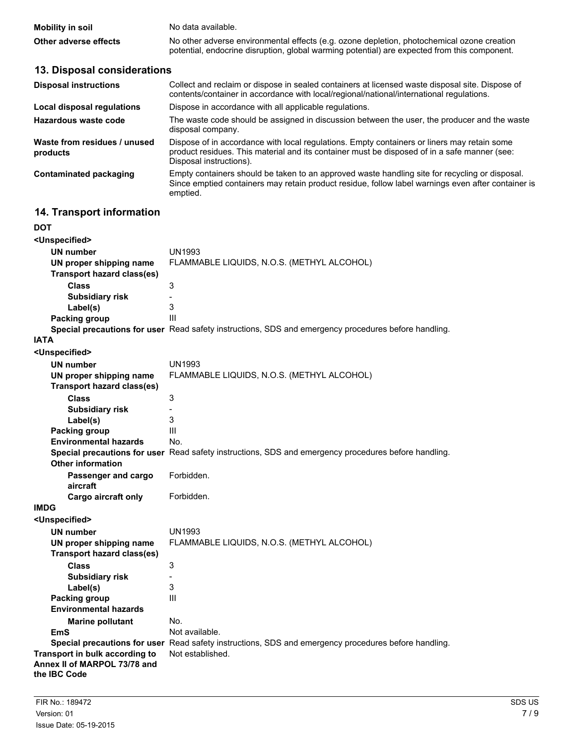| | |
|---|---|
| **Mobility in soil** | No data available. |
| **Other adverse effects** | No other adverse environmental effects (e.g. ozone depletion, photochemical ozone creation potential, endocrine disruption, global warming potential) are expected from this component. |

## 13. Disposal considerations

| | |
|---|---|
| **Disposal instructions** | Collect and reclaim or dispose in sealed containers at licensed waste disposal site. Dispose of contents/container in accordance with local/regional/national/international regulations. |
| **Local disposal regulations** | Dispose in accordance with all applicable regulations. |
| **Hazardous waste code** | The waste code should be assigned in discussion between the user, the producer and the waste disposal company. |
| **Waste from residues / unused products** | Dispose of in accordance with local regulations. Empty containers or liners may retain some product residues. This material and its container must be disposed of in a safe manner (see: Disposal instructions). |
| **Contaminated packaging** | Empty containers should be taken to an approved waste handling site for recycling or disposal. Since emptied containers may retain product residue, follow label warnings even after container is emptied. |

## 14. Transport information

**DOT**

**<Unspecified>**

| | |
|---|---|
| **UN number** | UN1993 |
| **UN proper shipping name** | FLAMMABLE LIQUIDS, N.O.S. (METHYL ALCOHOL) |
| **Transport hazard class(es)** | |
| **Class** | 3 |
| **Subsidiary risk** | - |
| **Label(s)** | 3 |
| **Packing group** | III |
| **Special precautions for user** | Read safety instructions, SDS and emergency procedures before handling. |

**IATA**

**<Unspecified>**

| | |
|---|---|
| **UN number** | UN1993 |
| **UN proper shipping name** | FLAMMABLE LIQUIDS, N.O.S. (METHYL ALCOHOL) |
| **Transport hazard class(es)** | |
| **Class** | 3 |
| **Subsidiary risk** | - |
| **Label(s)** | 3 |
| **Packing group** | III |
| **Environmental hazards** | No. |
| **Special precautions for user** | Read safety instructions, SDS and emergency procedures before handling. |
| **Other information** | |
| **Passenger and cargo aircraft** | Forbidden. |
| **Cargo aircraft only** | Forbidden. |

**IMDG**

**<Unspecified>**

| | |
|---|---|
| **UN number** | UN1993 |
| **UN proper shipping name** | FLAMMABLE LIQUIDS, N.O.S. (METHYL ALCOHOL) |
| **Transport hazard class(es)** | |
| **Class** | 3 |
| **Subsidiary risk** | - |
| **Label(s)** | 3 |
| **Packing group** | III |
| **Environmental hazards** | |
| **Marine pollutant** | No. |
| **EmS** | Not available. |
| **Special precautions for user** | Read safety instructions, SDS and emergency procedures before handling. |
| **Transport in bulk according to Annex II of MARPOL 73/78 and the IBC Code** | Not established. |

FIR No.: 189472
Version: 01
Issue Date: 05-19-2015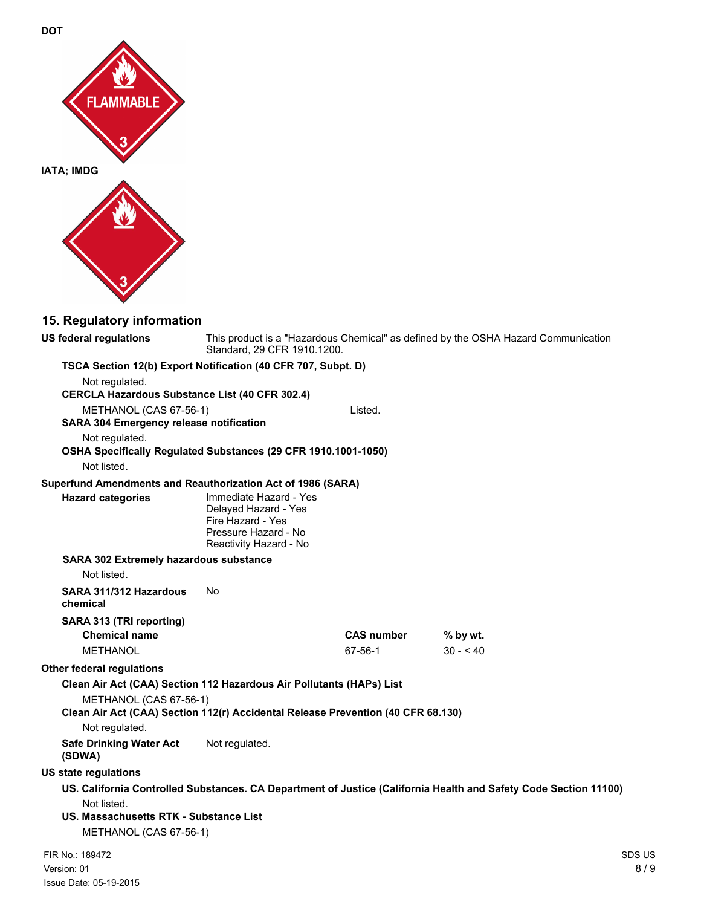**DOT**

**IATA; IMDG**

## 15. Regulatory information

**US federal regulations** This product is a "Hazardous Chemical" as defined by the OSHA Hazard Communication Standard, 29 CFR 1910.1200.

**TSCA Section 12(b) Export Notification (40 CFR 707, Subpt. D)**

Not regulated.

**CERCLA Hazardous Substance List (40 CFR 302.4)**

METHANOL (CAS 67-56-1) Listed.

**SARA 304 Emergency release notification**

Not regulated.

**OSHA Specifically Regulated Substances (29 CFR 1910.1001-1050)**

Not listed.

**Superfund Amendments and Reauthorization Act of 1986 (SARA)**

**Hazard categories**

Immediate Hazard - Yes
Delayed Hazard - Yes
Fire Hazard - Yes
Pressure Hazard - No
Reactivity Hazard - No

**SARA 302 Extremely hazardous substance**

Not listed.

**SARA 311/312 Hazardous chemical** No

**SARA 313 (TRI reporting)**

| Chemical name | CAS number | % by wt. |
|---|---|---|
| METHANOL | 67-56-1 | 30 - < 40 |

**Other federal regulations**

**Clean Air Act (CAA) Section 112 Hazardous Air Pollutants (HAPs) List**

METHANOL (CAS 67-56-1)

**Clean Air Act (CAA) Section 112(r) Accidental Release Prevention (40 CFR 68.130)**

Not regulated.

**Safe Drinking Water Act (SDWA)** Not regulated.

**US state regulations**

**US. California Controlled Substances. CA Department of Justice (California Health and Safety Code Section 11100)**

Not listed.

**US. Massachusetts RTK - Substance List**

METHANOL (CAS 67-56-1)

FIR No.: 189472
Version: 01
Issue Date: 05-19-2015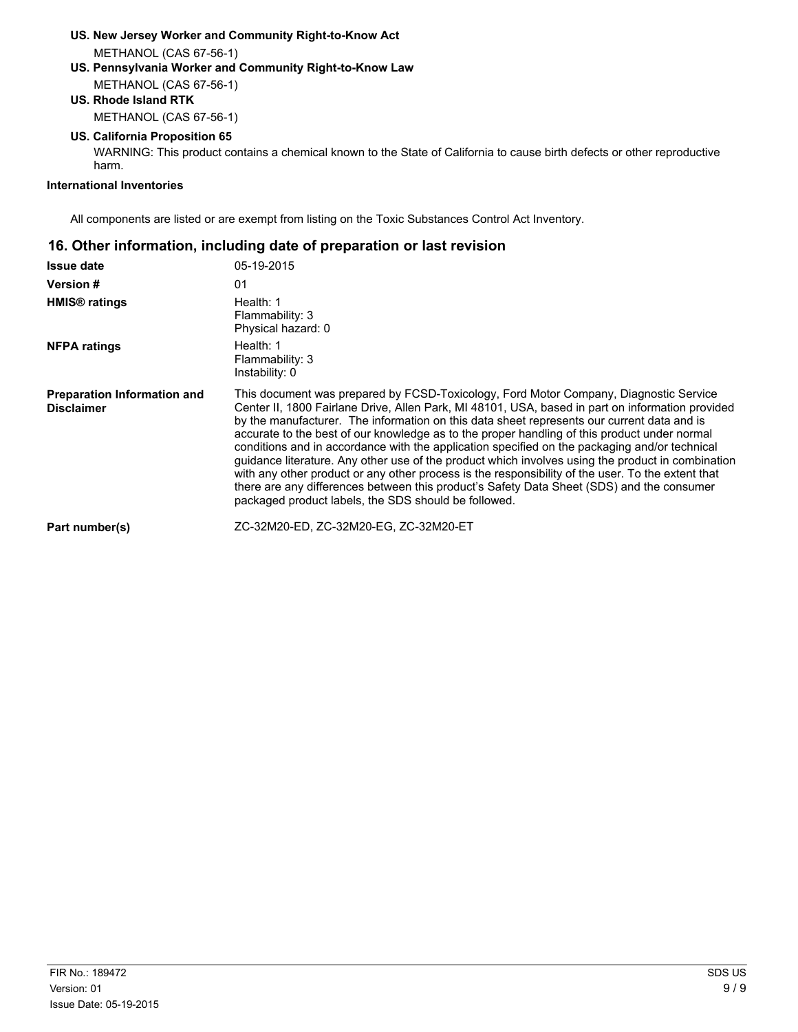**US. New Jersey Worker and Community Right-to-Know Act**

METHANOL (CAS 67-56-1)

**US. Pennsylvania Worker and Community Right-to-Know Law**

METHANOL (CAS 67-56-1)

**US. Rhode Island RTK**

METHANOL (CAS 67-56-1)

**US. California Proposition 65**

WARNING: This product contains a chemical known to the State of California to cause birth defects or other reproductive harm.

**International Inventories**

All components are listed or are exempt from listing on the Toxic Substances Control Act Inventory.

## 16. Other information, including date of preparation or last revision

| | |
|---|---|
| **Issue date** | 05-19-2015 |
| **Version #** | 01 |
| **HMIS® ratings** | Health: 1<br>Flammability: 3<br>Physical hazard: 0 |
| **NFPA ratings** | Health: 1<br>Flammability: 3<br>Instability: 0 |
| **Preparation Information and Disclaimer** | This document was prepared by FCSD-Toxicology, Ford Motor Company, Diagnostic Service Center II, 1800 Fairlane Drive, Allen Park, MI 48101, USA, based in part on information provided by the manufacturer. The information on this data sheet represents our current data and is accurate to the best of our knowledge as to the proper handling of this product under normal conditions and in accordance with the application specified on the packaging and/or technical guidance literature. Any other use of the product which involves using the product in combination with any other product or any other process is the responsibility of the user. To the extent that there are any differences between this product's Safety Data Sheet (SDS) and the consumer packaged product labels, the SDS should be followed. |
| **Part number(s)** | ZC-32M20-ED, ZC-32M20-EG, ZC-32M20-ET |